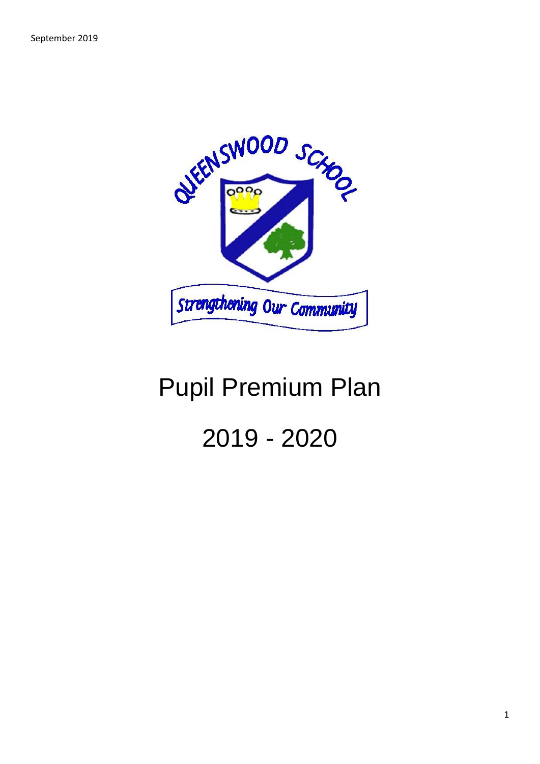September 2019

QUEENSWOOD SCHOOL

Strengthening Our Community

# Pupil Premium Plan

# 2019 - 2020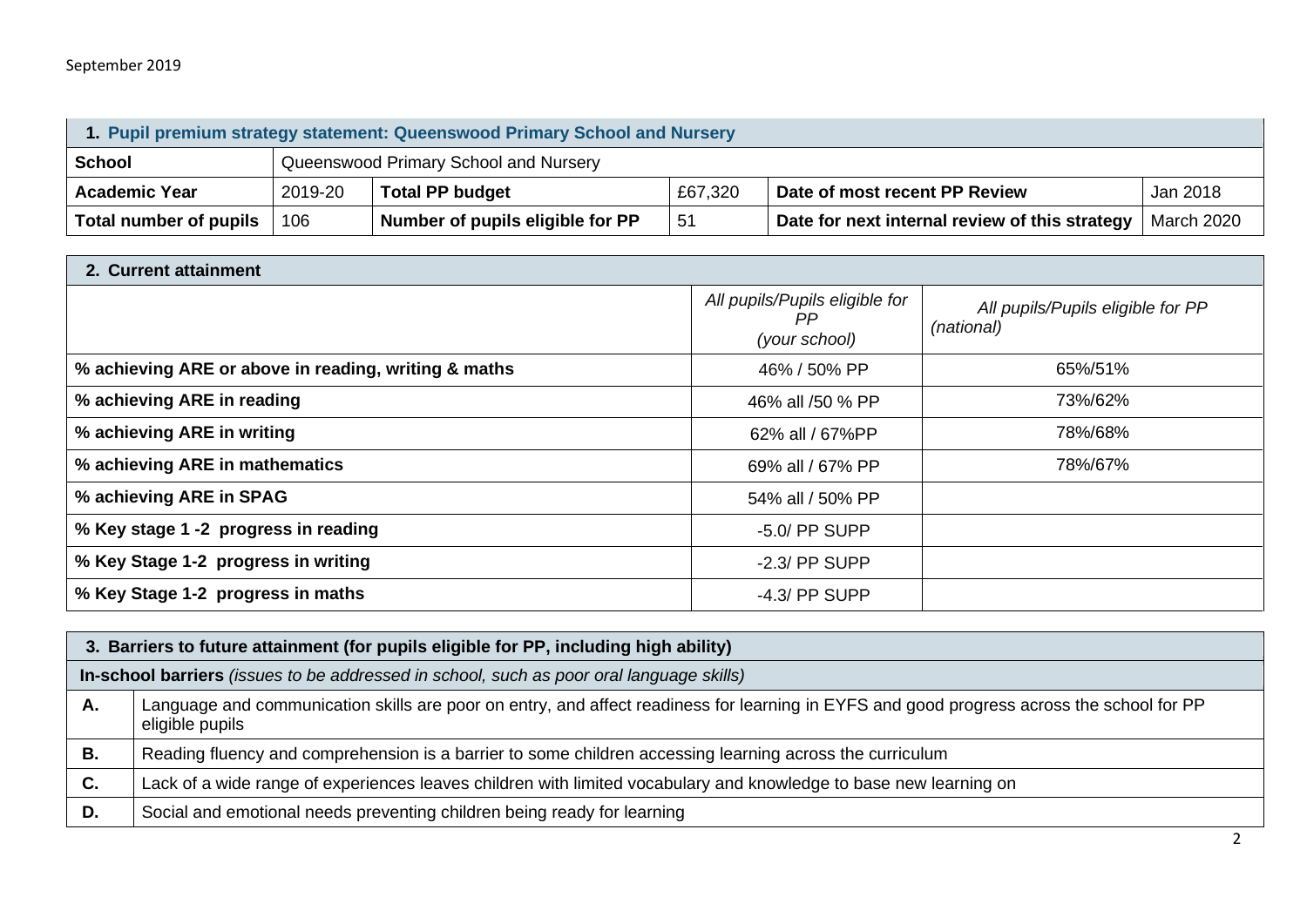September 2019

| **1. Pupil premium strategy statement: Queenswood Primary School and Nursery** | | | | | |
|---|---|---|---|---|---|
| **School** | Queenswood Primary School and Nursery | | | | |
| **Academic Year** | 2019-20 | **Total PP budget** | £67,320 | **Date of most recent PP Review** | Jan 2018 |
| **Total number of pupils** | 106 | **Number of pupils eligible for PP** | 51 | **Date for next internal review of this strategy** | March 2020 |

| **2. Current attainment** | | |
|---|---|---|
| | *All pupils/Pupils eligible for PP (your school)* | *All pupils/Pupils eligible for PP (national)* |
| **% achieving ARE or above in reading, writing & maths** | 46% / 50% PP | 65%/51% |
| **% achieving ARE in reading** | 46% all /50 % PP | 73%/62% |
| **% achieving ARE in writing** | 62% all / 67%PP | 78%/68% |
| **% achieving ARE in mathematics** | 69% all / 67% PP | 78%/67% |
| **% achieving ARE in SPAG** | 54% all / 50% PP | |
| **% Key stage 1 -2 progress in reading** | -5.0/ PP SUPP | |
| **% Key Stage 1-2 progress in writing** | -2.3/ PP SUPP | |
| **% Key Stage 1-2 progress in maths** | -4.3/ PP SUPP | |

| **3. Barriers to future attainment (for pupils eligible for PP, including high ability)** | |
|---|---|
| **In-school barriers** *(issues to be addressed in school, such as poor oral language skills)* | |
| **A.** | Language and communication skills are poor on entry, and affect readiness for learning in EYFS and good progress across the school for PP eligible pupils |
| **B.** | Reading fluency and comprehension is a barrier to some children accessing learning across the curriculum |
| **C.** | Lack of a wide range of experiences leaves children with limited vocabulary and knowledge to base new learning on |
| **D.** | Social and emotional needs preventing children being ready for learning |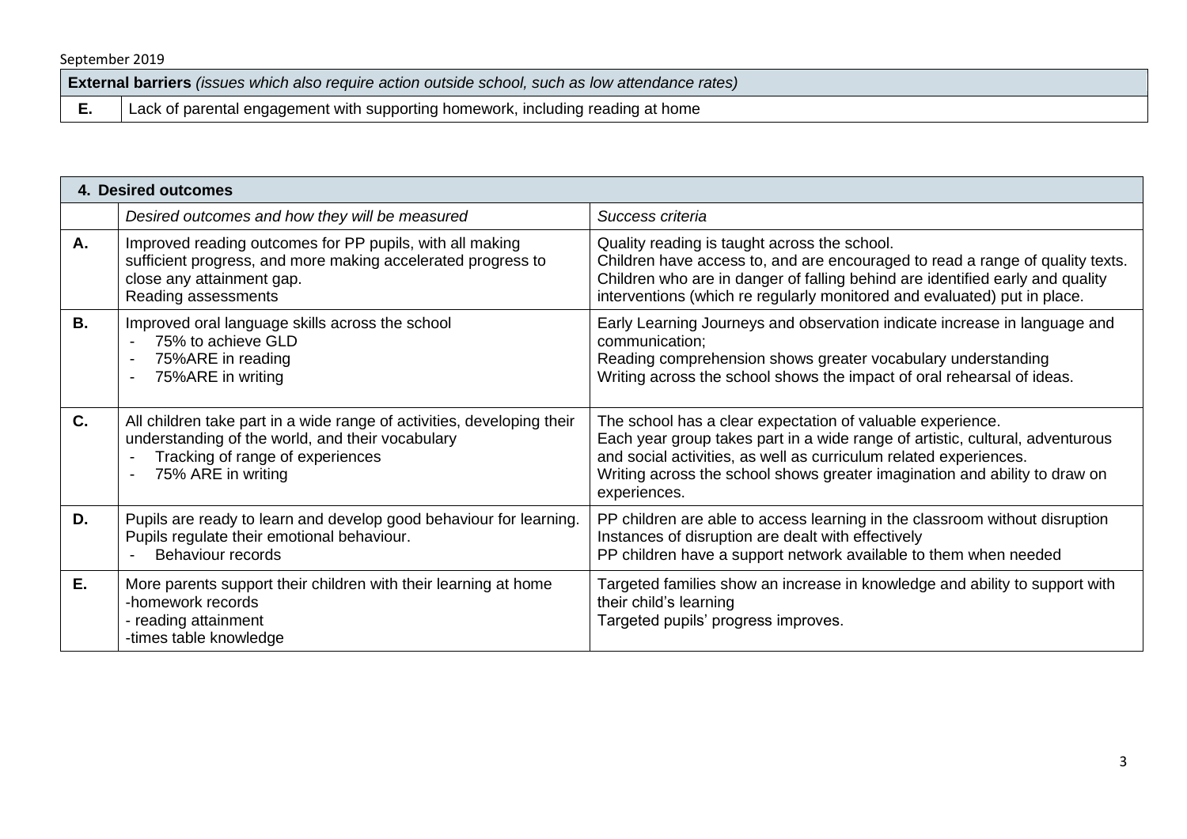| **External barriers** *(issues which also require action outside school, such as low attendance rates)* | |
|---|---|
| **E.** | Lack of parental engagement with supporting homework, including reading at home |

| **4. Desired outcomes** | | |
|---|---|---|
| | *Desired outcomes and how they will be measured* | *Success criteria* |
| **A.** | Improved reading outcomes for PP pupils, with all making sufficient progress, and more making accelerated progress to close any attainment gap.<br>Reading assessments | Quality reading is taught across the school.<br>Children have access to, and are encouraged to read a range of quality texts.<br>Children who are in danger of falling behind are identified early and quality interventions (which re regularly monitored and evaluated) put in place. |
| **B.** | Improved oral language skills across the school<br>- 75% to achieve GLD<br>- 75%ARE in reading<br>- 75%ARE in writing | Early Learning Journeys and observation indicate increase in language and communication;<br>Reading comprehension shows greater vocabulary understanding<br>Writing across the school shows the impact of oral rehearsal of ideas. |
| **C.** | All children take part in a wide range of activities, developing their understanding of the world, and their vocabulary<br>- Tracking of range of experiences<br>- 75% ARE in writing | The school has a clear expectation of valuable experience.<br>Each year group takes part in a wide range of artistic, cultural, adventurous and social activities, as well as curriculum related experiences.<br>Writing across the school shows greater imagination and ability to draw on experiences. |
| **D.** | Pupils are ready to learn and develop good behaviour for learning.<br>Pupils regulate their emotional behaviour.<br>- Behaviour records | PP children are able to access learning in the classroom without disruption<br>Instances of disruption are dealt with effectively<br>PP children have a support network available to them when needed |
| **E.** | More parents support their children with their learning at home<br>-homework records<br>- reading attainment<br>-times table knowledge | Targeted families show an increase in knowledge and ability to support with their child's learning<br>Targeted pupils' progress improves. |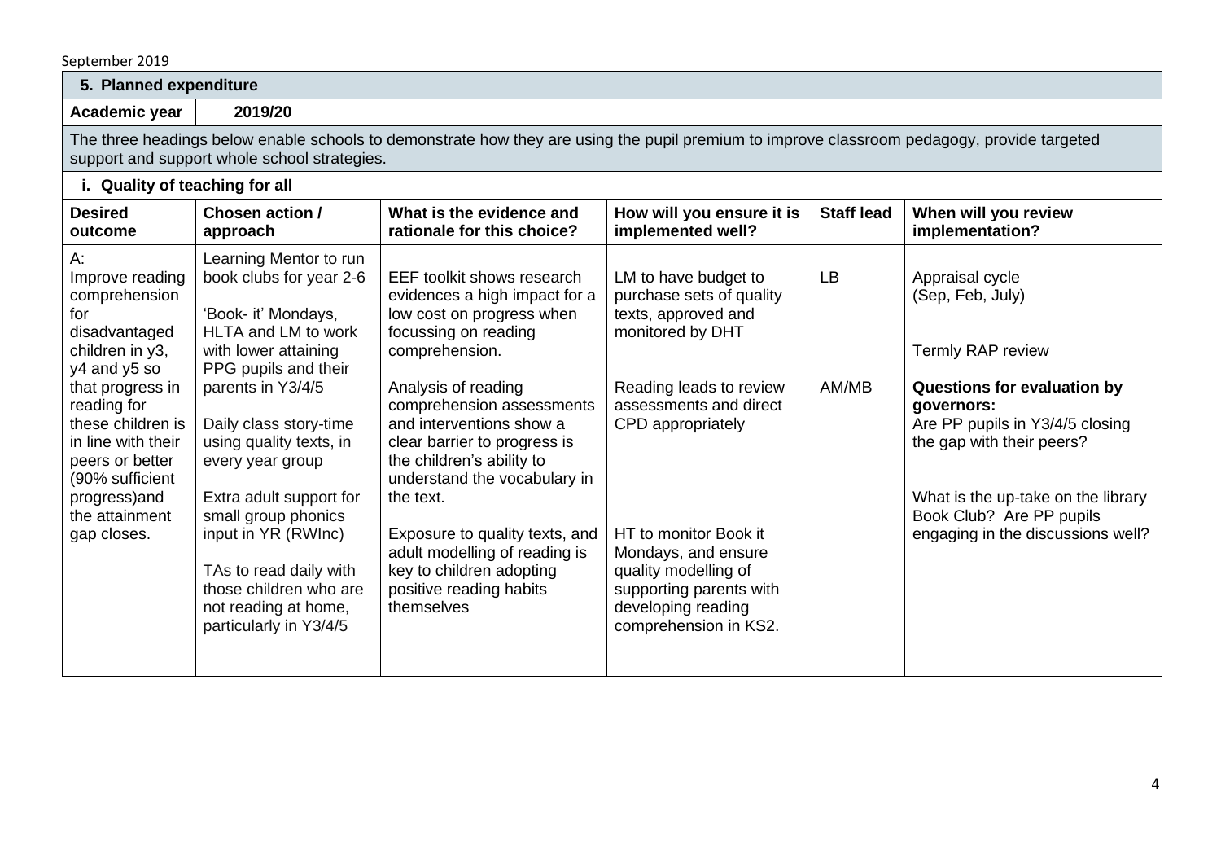September 2019

## 5. Planned expenditure

**Academic year** | **2019/20**

The three headings below enable schools to demonstrate how they are using the pupil premium to improve classroom pedagogy, provide targeted support and support whole school strategies.

### i. Quality of teaching for all

| Desired outcome | Chosen action / approach | What is the evidence and rationale for this choice? | How will you ensure it is implemented well? | Staff lead | When will you review implementation? |
|---|---|---|---|---|---|
| A: Improve reading comprehension for disadvantaged children in y3, y4 and y5 so that progress in reading for these children is in line with their peers or better (90% sufficient progress)and the attainment gap closes. | Learning Mentor to run book clubs for year 2-6<br><br>'Book- it' Mondays, HLTA and LM to work with lower attaining PPG pupils and their parents in Y3/4/5<br><br>Daily class story-time using quality texts, in every year group<br><br>Extra adult support for small group phonics input in YR (RWInc)<br><br>TAs to read daily with those children who are not reading at home, particularly in Y3/4/5 | EEF toolkit shows research evidences a high impact for a low cost on progress when focussing on reading comprehension.<br><br>Analysis of reading comprehension assessments and interventions show a clear barrier to progress is the children's ability to understand the vocabulary in the text.<br><br>Exposure to quality texts, and adult modelling of reading is key to children adopting positive reading habits themselves | LM to have budget to purchase sets of quality texts, approved and monitored by DHT<br><br>Reading leads to review assessments and direct CPD appropriately<br><br>HT to monitor Book it Mondays, and ensure quality modelling of supporting parents with developing reading comprehension in KS2. | LB<br><br>AM/MB | Appraisal cycle (Sep, Feb, July)<br><br>Termly RAP review<br><br>**Questions for evaluation by governors:**<br>Are PP pupils in Y3/4/5 closing the gap with their peers?<br><br>What is the up-take on the library Book Club? Are PP pupils engaging in the discussions well? |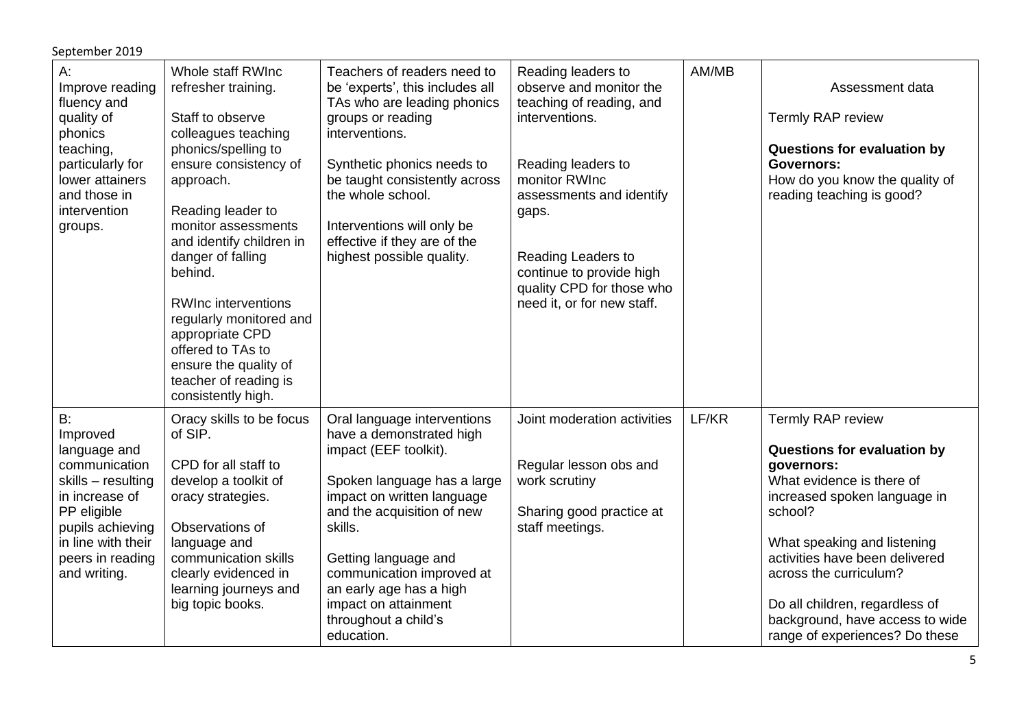| | | | | | |
|---|---|---|---|---|---|
| A:<br>Improve reading fluency and quality of phonics teaching, particularly for lower attainers and those in intervention groups. | Whole staff RWInc refresher training.<br><br>Staff to observe colleagues teaching phonics/spelling to ensure consistency of approach.<br><br>Reading leader to monitor assessments and identify children in danger of falling behind.<br><br>RWInc interventions regularly monitored and appropriate CPD offered to TAs to ensure the quality of teacher of reading is consistently high. | Teachers of readers need to be 'experts', this includes all TAs who are leading phonics groups or reading interventions.<br><br>Synthetic phonics needs to be taught consistently across the whole school.<br><br>Interventions will only be effective if they are of the highest possible quality. | Reading leaders to observe and monitor the teaching of reading, and interventions.<br><br>Reading leaders to monitor RWInc assessments and identify gaps.<br><br>Reading Leaders to continue to provide high quality CPD for those who need it, or for new staff. | AM/MB | Assessment data<br><br>Termly RAP review<br><br>**Questions for evaluation by Governors:**<br>How do you know the quality of reading teaching is good? |
| B:<br>Improved language and communication skills – resulting in increase of PP eligible pupils achieving in line with their peers in reading and writing. | Oracy skills to be focus of SIP.<br><br>CPD for all staff to develop a toolkit of oracy strategies.<br><br>Observations of language and communication skills clearly evidenced in learning journeys and big topic books. | Oral language interventions have a demonstrated high impact (EEF toolkit).<br><br>Spoken language has a large impact on written language and the acquisition of new skills.<br><br>Getting language and communication improved at an early age has a high impact on attainment throughout a child's education. | Joint moderation activities<br><br>Regular lesson obs and work scrutiny<br><br>Sharing good practice at staff meetings. | LF/KR | Termly RAP review<br><br>**Questions for evaluation by governors:**<br>What evidence is there of increased spoken language in school?<br><br>What speaking and listening activities have been delivered across the curriculum?<br><br>Do all children, regardless of background, have access to wide range of experiences? Do these |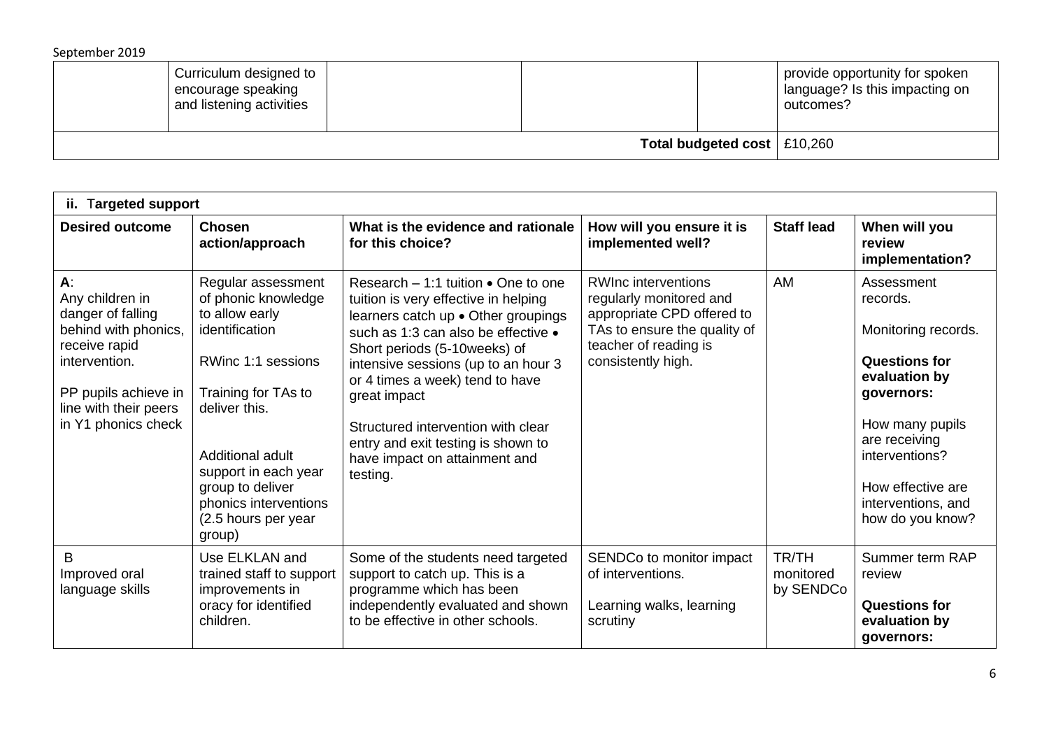| | Curriculum designed to encourage speaking and listening activities | | | | provide opportunity for spoken language? Is this impacting on outcomes? |
|---|---|---|---|---|---|
| | | | | **Total budgeted cost** | £10,260 |

| **ii. Targeted support** | | | | | |
|---|---|---|---|---|---|
| **Desired outcome** | **Chosen action/approach** | **What is the evidence and rationale for this choice?** | **How will you ensure it is implemented well?** | **Staff lead** | **When will you review implementation?** |
| **A**:<br>Any children in danger of falling behind with phonics, receive rapid intervention.<br><br>PP pupils achieve in line with their peers in Y1 phonics check | Regular assessment of phonic knowledge to allow early identification<br><br>RWinc 1:1 sessions<br><br>Training for TAs to deliver this.<br><br>Additional adult support in each year group to deliver phonics interventions (2.5 hours per year group) | Research – 1:1 tuition • One to one tuition is very effective in helping learners catch up • Other groupings such as 1:3 can also be effective • Short periods (5-10weeks) of intensive sessions (up to an hour 3 or 4 times a week) tend to have great impact<br><br>Structured intervention with clear entry and exit testing is shown to have impact on attainment and testing. | RWInc interventions regularly monitored and appropriate CPD offered to TAs to ensure the quality of teacher of reading is consistently high. | AM | Assessment records.<br><br>Monitoring records.<br><br>**Questions for evaluation by governors:**<br><br>How many pupils are receiving interventions?<br><br>How effective are interventions, and how do you know? |
| B<br>Improved oral language skills | Use ELKLAN and trained staff to support improvements in oracy for identified children. | Some of the students need targeted support to catch up. This is a programme which has been independently evaluated and shown to be effective in other schools. | SENDCo to monitor impact of interventions.<br><br>Learning walks, learning scrutiny | TR/TH monitored by SENDCo | Summer term RAP review<br><br>**Questions for evaluation by governors:** |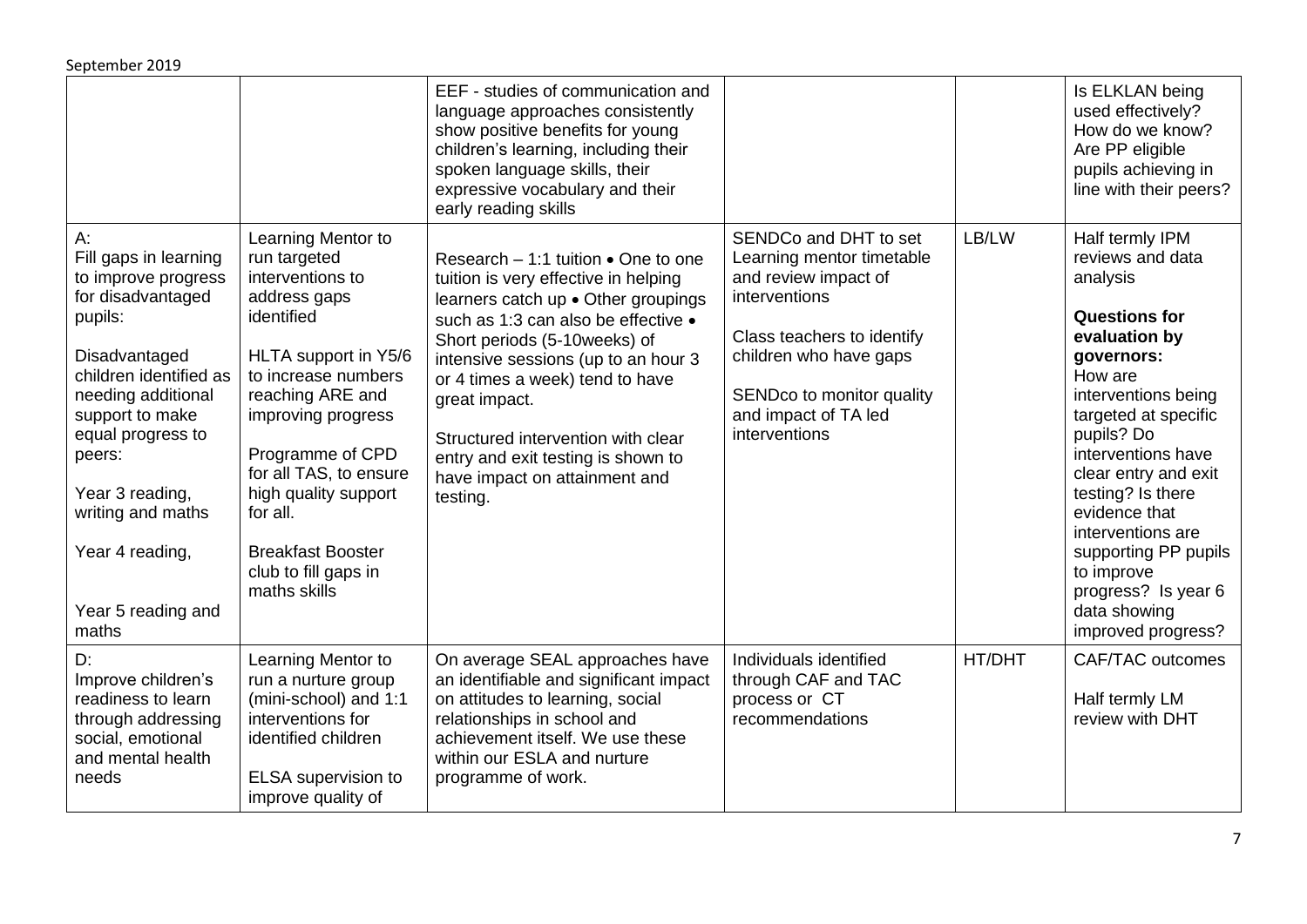| | | | | | |
|---|---|---|---|---|---|
| | | EEF - studies of communication and language approaches consistently show positive benefits for young children's learning, including their spoken language skills, their expressive vocabulary and their early reading skills | | | Is ELKLAN being used effectively? How do we know? Are PP eligible pupils achieving in line with their peers? |
| A:<br>Fill gaps in learning to improve progress for disadvantaged pupils:<br><br>Disadvantaged children identified as needing additional support to make equal progress to peers:<br><br>Year 3 reading, writing and maths<br><br>Year 4 reading,<br><br>Year 5 reading and maths | Learning Mentor to run targeted interventions to address gaps identified<br><br>HLTA support in Y5/6 to increase numbers reaching ARE and improving progress<br><br>Programme of CPD for all TAS, to ensure high quality support for all.<br><br>Breakfast Booster club to fill gaps in maths skills | Research – 1:1 tuition • One to one tuition is very effective in helping learners catch up • Other groupings such as 1:3 can also be effective • Short periods (5-10weeks) of intensive sessions (up to an hour 3 or 4 times a week) tend to have great impact.<br><br>Structured intervention with clear entry and exit testing is shown to have impact on attainment and testing. | SENDCo and DHT to set Learning mentor timetable and review impact of interventions<br><br>Class teachers to identify children who have gaps<br><br>SENDco to monitor quality and impact of TA led interventions | LB/LW | Half termly IPM reviews and data analysis<br><br>**Questions for evaluation by governors:**<br>How are interventions being targeted at specific pupils? Do interventions have clear entry and exit testing? Is there evidence that interventions are supporting PP pupils to improve progress? Is year 6 data showing improved progress? |
| D:<br>Improve children's readiness to learn through addressing social, emotional and mental health needs | Learning Mentor to run a nurture group (mini-school) and 1:1 interventions for identified children<br><br>ELSA supervision to improve quality of | On average SEAL approaches have an identifiable and significant impact on attitudes to learning, social relationships in school and achievement itself. We use these within our ESLA and nurture programme of work. | Individuals identified through CAF and TAC process or CT recommendations | HT/DHT | CAF/TAC outcomes<br><br>Half termly LM review with DHT |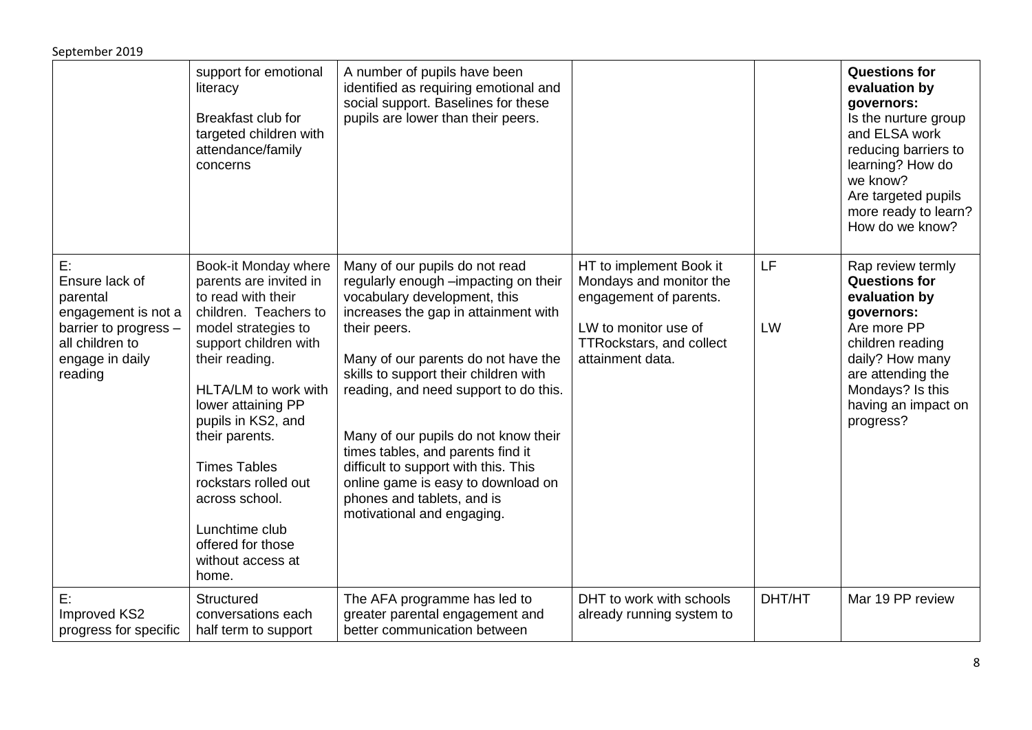| | support for emotional literacy<br><br>Breakfast club for targeted children with attendance/family concerns | A number of pupils have been identified as requiring emotional and social support. Baselines for these pupils are lower than their peers. | | | **Questions for evaluation by governors:**<br>Is the nurture group and ELSA work reducing barriers to learning? How do we know?<br>Are targeted pupils more ready to learn? How do we know? |
|---|---|---|---|---|---|
| E:<br>Ensure lack of parental engagement is not a barrier to progress – all children to engage in daily reading | Book-it Monday where parents are invited in to read with their children. Teachers to model strategies to support children with their reading.<br><br>HLTA/LM to work with lower attaining PP pupils in KS2, and their parents.<br><br>Times Tables rockstars rolled out across school.<br><br>Lunchtime club offered for those without access at home. | Many of our pupils do not read regularly enough –impacting on their vocabulary development, this increases the gap in attainment with their peers.<br><br>Many of our parents do not have the skills to support their children with reading, and need support to do this.<br><br>Many of our pupils do not know their times tables, and parents find it difficult to support with this. This online game is easy to download on phones and tablets, and is motivational and engaging. | HT to implement Book it Mondays and monitor the engagement of parents.<br><br>LW to monitor use of TTRockstars, and collect attainment data. | LF<br><br>LW | Rap review termly<br>**Questions for evaluation by governors:**<br>Are more PP children reading daily? How many are attending the Mondays? Is this having an impact on progress? |
| E:<br>Improved KS2 progress for specific | Structured conversations each half term to support | The AFA programme has led to greater parental engagement and better communication between | DHT to work with schools already running system to | DHT/HT | Mar 19 PP review |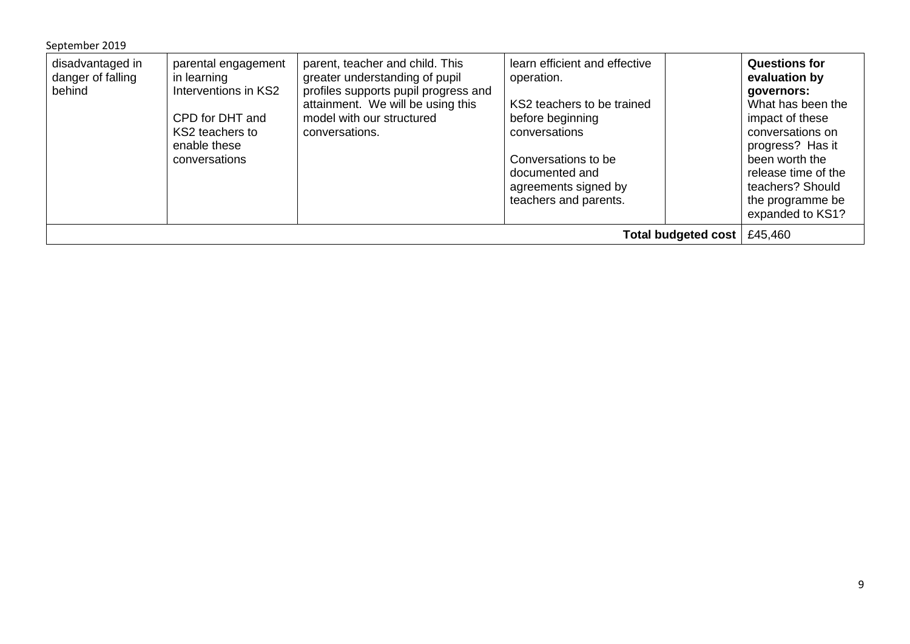| | | | | | |
|---|---|---|---|---|---|
| disadvantaged in danger of falling behind | parental engagement in learning Interventions in KS2<br><br>CPD for DHT and KS2 teachers to enable these conversations | parent, teacher and child. This greater understanding of pupil profiles supports pupil progress and attainment. We will be using this model with our structured conversations. | learn efficient and effective operation.<br><br>KS2 teachers to be trained before beginning conversations<br><br>Conversations to be documented and agreements signed by teachers and parents. | | **Questions for evaluation by governors:** What has been the impact of these conversations on progress? Has it been worth the release time of the teachers? Should the programme be expanded to KS1? |
| | | | | **Total budgeted cost** | £45,460 |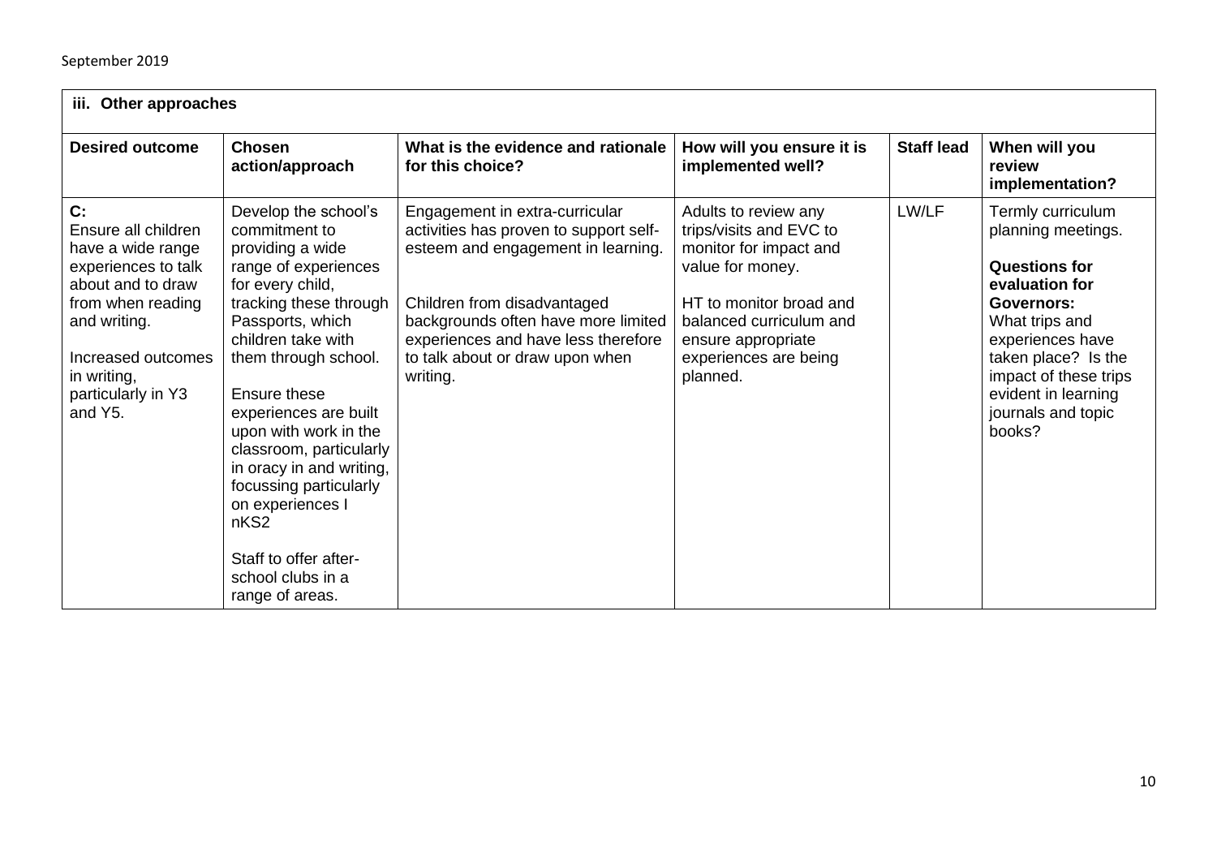| iii. Other approaches | | | | | |
|---|---|---|---|---|---|
| **Desired outcome** | **Chosen action/approach** | **What is the evidence and rationale for this choice?** | **How will you ensure it is implemented well?** | **Staff lead** | **When will you review implementation?** |
| **C:** Ensure all children have a wide range experiences to talk about and to draw from when reading and writing. <br><br> Increased outcomes in writing, particularly in Y3 and Y5. | Develop the school's commitment to providing a wide range of experiences for every child, tracking these through Passports, which children take with them through school. <br><br> Ensure these experiences are built upon with work in the classroom, particularly in oracy in and writing, focussing particularly on experiences I nKS2 <br><br> Staff to offer after-school clubs in a range of areas. | Engagement in extra-curricular activities has proven to support self-esteem and engagement in learning. <br><br> Children from disadvantaged backgrounds often have more limited experiences and have less therefore to talk about or draw upon when writing. | Adults to review any trips/visits and EVC to monitor for impact and value for money. <br><br> HT to monitor broad and balanced curriculum and ensure appropriate experiences are being planned. | LW/LF | Termly curriculum planning meetings. <br><br> **Questions for evaluation for Governors:** What trips and experiences have taken place? Is the impact of these trips evident in learning journals and topic books? |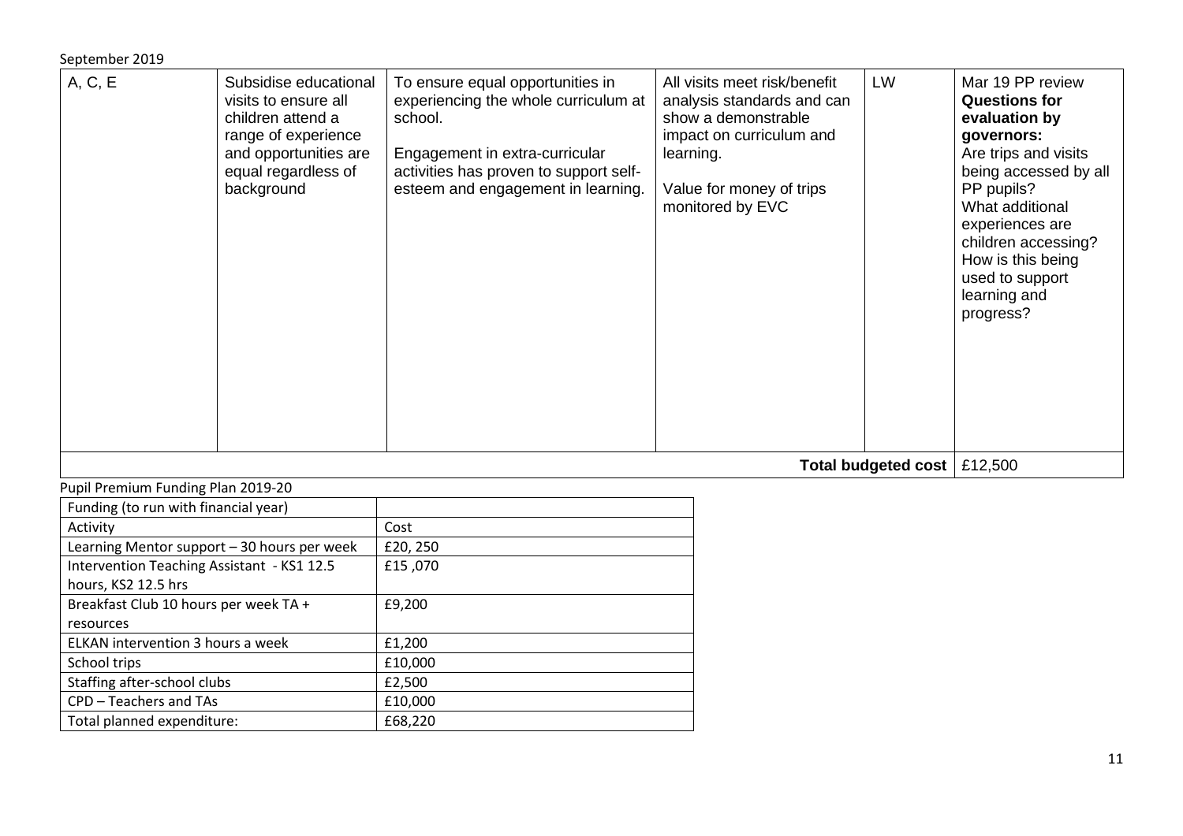September 2019

| | | | | | |
|---|---|---|---|---|---|
| A, C, E | Subsidise educational visits to ensure all children attend a range of experience and opportunities are equal regardless of background | To ensure equal opportunities in experiencing the whole curriculum at school.<br><br>Engagement in extra-curricular activities has proven to support self-esteem and engagement in learning. | All visits meet risk/benefit analysis standards and can show a demonstrable impact on curriculum and learning.<br><br>Value for money of trips monitored by EVC | LW | Mar 19 PP review<br>**Questions for evaluation by governors:**<br>Are trips and visits being accessed by all PP pupils?<br>What additional experiences are children accessing?<br>How is this being used to support learning and progress? |
| | | | | **Total budgeted cost** | £12,500 |

Pupil Premium Funding Plan 2019-20

| Funding (to run with financial year) | |
|---|---|
| Activity | Cost |
| Learning Mentor support – 30 hours per week | £20, 250 |
| Intervention Teaching Assistant - KS1 12.5 hours, KS2 12.5 hrs | £15 ,070 |
| Breakfast Club 10 hours per week TA + resources | £9,200 |
| ELKAN intervention 3 hours a week | £1,200 |
| School trips | £10,000 |
| Staffing after-school clubs | £2,500 |
| CPD – Teachers and TAs | £10,000 |
| Total planned expenditure: | £68,220 |